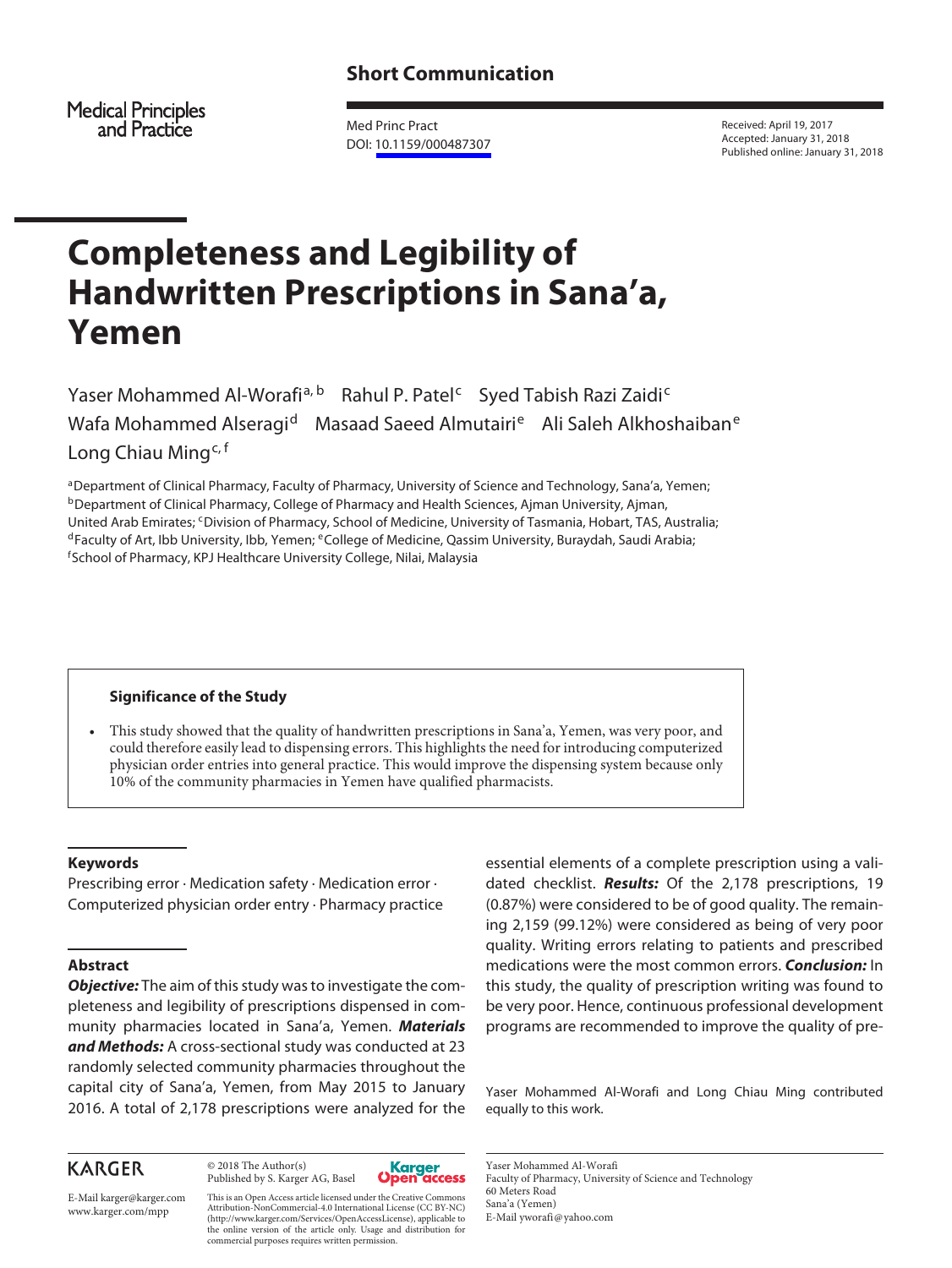Short Communication

Medical Principles and Practice

DOI: 10.1159/000487307

Received: April 19, 2017
Accepted: January 31, 2018
Published online: January 31, 2018

# Completeness and Legibility of Handwritten Prescriptions in Sana'a, Yemen

Yaser Mohammed Al-Worafi[a, b] Rahul P. Patel[c] Syed Tabish Razi Zaidi[c] Wafa Mohammed Alseragi[d] Masaad Saeed Almutairi[e] Ali Saleh Alkhoshaiban[e] Long Chiau Ming[c, f]

[a]Department of Clinical Pharmacy, Faculty of Pharmacy, University of Science and Technology, Sana'a, Yemen; [b]Department of Clinical Pharmacy, College of Pharmacy and Health Sciences, Ajman University, Ajman, United Arab Emirates; [c]Division of Pharmacy, School of Medicine, University of Tasmania, Hobart, TAS, Australia; [d]Faculty of Art, Ibb University, Ibb, Yemen; [e]College of Medicine, Qassim University, Buraydah, Saudi Arabia; [f]School of Pharmacy, KPJ Healthcare University College, Nilai, Malaysia

### Significance of the Study

- This study showed that the quality of handwritten prescriptions in Sana'a, Yemen, was very poor, and could therefore easily lead to dispensing errors. This highlights the need for introducing computerized physician order entries into general practice. This would improve the dispensing system because only 10% of the community pharmacies in Yemen have qualified pharmacists.

### Keywords

Prescribing error · Medication safety · Medication error · Computerized physician order entry · Pharmacy practice

### Abstract

***Objective:*** The aim of this study was to investigate the completeness and legibility of prescriptions dispensed in community pharmacies located in Sana'a, Yemen. ***Materials and Methods:*** A cross-sectional study was conducted at 23 randomly selected community pharmacies throughout the capital city of Sana'a, Yemen, from May 2015 to January 2016. A total of 2,178 prescriptions were analyzed for the essential elements of a complete prescription using a validated checklist. ***Results:*** Of the 2,178 prescriptions, 19 (0.87%) were considered to be of good quality. The remaining 2,159 (99.12%) were considered as being of very poor quality. Writing errors relating to patients and prescribed medications were the most common errors. ***Conclusion:*** In this study, the quality of prescription writing was found to be very poor. Hence, continuous professional development programs are recommended to improve the quality of pre-

Yaser Mohammed Al-Worafi and Long Chiau Ming contributed equally to this work.

© 2018 The Author(s)
Published by S. Karger AG, Basel

E-Mail karger@karger.com
www.karger.com/mpp

This is an Open Access article licensed under the Creative Commons Attribution-NonCommercial-4.0 International License (CC BY-NC) (http://www.karger.com/Services/OpenAccessLicense), applicable to the online version of the article only. Usage and distribution for commercial purposes requires written permission.

Yaser Mohammed Al-Worafi
Faculty of Pharmacy, University of Science and Technology
60 Meters Road
Sana'a (Yemen)
E-Mail yworafi@yahoo.com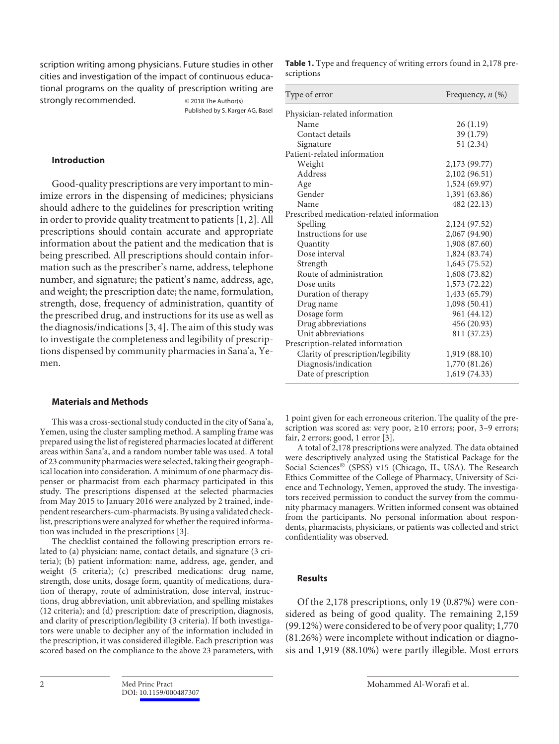scription writing among physicians. Future studies in other cities and investigation of the impact of continuous educational programs on the quality of prescription writing are strongly recommended.

© 2018 The Author(s)
Published by S. Karger AG, Basel

### Introduction

Good-quality prescriptions are very important to minimize errors in the dispensing of medicines; physicians should adhere to the guidelines for prescription writing in order to provide quality treatment to patients [1, 2]. All prescriptions should contain accurate and appropriate information about the patient and the medication that is being prescribed. All prescriptions should contain information such as the prescriber's name, address, telephone number, and signature; the patient's name, address, age, and weight; the prescription date; the name, formulation, strength, dose, frequency of administration, quantity of the prescribed drug, and instructions for its use as well as the diagnosis/indications [3, 4]. The aim of this study was to investigate the completeness and legibility of prescriptions dispensed by community pharmacies in Sana'a, Yemen.

### Materials and Methods

This was a cross-sectional study conducted in the city of Sana'a, Yemen, using the cluster sampling method. A sampling frame was prepared using the list of registered pharmacies located at different areas within Sana'a, and a random number table was used. A total of 23 community pharmacies were selected, taking their geographical location into consideration. A minimum of one pharmacy dispenser or pharmacist from each pharmacy participated in this study. The prescriptions dispensed at the selected pharmacies from May 2015 to January 2016 were analyzed by 2 trained, independent researchers-cum-pharmacists. By using a validated checklist, prescriptions were analyzed for whether the required information was included in the prescriptions [3].

The checklist contained the following prescription errors related to (a) physician: name, contact details, and signature (3 criteria); (b) patient information: name, address, age, gender, and weight (5 criteria); (c) prescribed medications: drug name, strength, dose units, dosage form, quantity of medications, duration of therapy, route of administration, dose interval, instructions, drug abbreviation, unit abbreviation, and spelling mistakes (12 criteria); and (d) prescription: date of prescription, diagnosis, and clarity of prescription/legibility (3 criteria). If both investigators were unable to decipher any of the information included in the prescription, it was considered illegible. Each prescription was scored based on the compliance to the above 23 parameters, with 1 point given for each erroneous criterion. The quality of the prescription was scored as: very poor, ≥10 errors; poor, 3–9 errors; fair, 2 errors; good, 1 error [3].

A total of 2,178 prescriptions were analyzed. The data obtained were descriptively analyzed using the Statistical Package for the Social Sciences® (SPSS) v15 (Chicago, IL, USA). The Research Ethics Committee of the College of Pharmacy, University of Science and Technology, Yemen, approved the study. The investigators received permission to conduct the survey from the community pharmacy managers. Written informed consent was obtained from the participants. No personal information about respondents, pharmacists, physicians, or patients was collected and strict confidentiality was observed.

**Table 1.** Type and frequency of writing errors found in 2,178 prescriptions

| Type of error | Frequency, *n* (%) |
|---|---|
| Physician-related information | |
| Name | 26 (1.19) |
| Contact details | 39 (1.79) |
| Signature | 51 (2.34) |
| Patient-related information | |
| Weight | 2,173 (99.77) |
| Address | 2,102 (96.51) |
| Age | 1,524 (69.97) |
| Gender | 1,391 (63.86) |
| Name | 482 (22.13) |
| Prescribed medication-related information | |
| Spelling | 2,124 (97.52) |
| Instructions for use | 2,067 (94.90) |
| Quantity | 1,908 (87.60) |
| Dose interval | 1,824 (83.74) |
| Strength | 1,645 (75.52) |
| Route of administration | 1,608 (73.82) |
| Dose units | 1,573 (72.22) |
| Duration of therapy | 1,433 (65.79) |
| Drug name | 1,098 (50.41) |
| Dosage form | 961 (44.12) |
| Drug abbreviations | 456 (20.93) |
| Unit abbreviations | 811 (37.23) |
| Prescription-related information | |
| Clarity of prescription/legibility | 1,919 (88.10) |
| Diagnosis/indication | 1,770 (81.26) |
| Date of prescription | 1,619 (74.33) |

### Results

Of the 2,178 prescriptions, only 19 (0.87%) were considered as being of good quality. The remaining 2,159 (99.12%) were considered to be of very poor quality; 1,770 (81.26%) were incomplete without indication or diagnosis and 1,919 (88.10%) were partly illegible. Most errors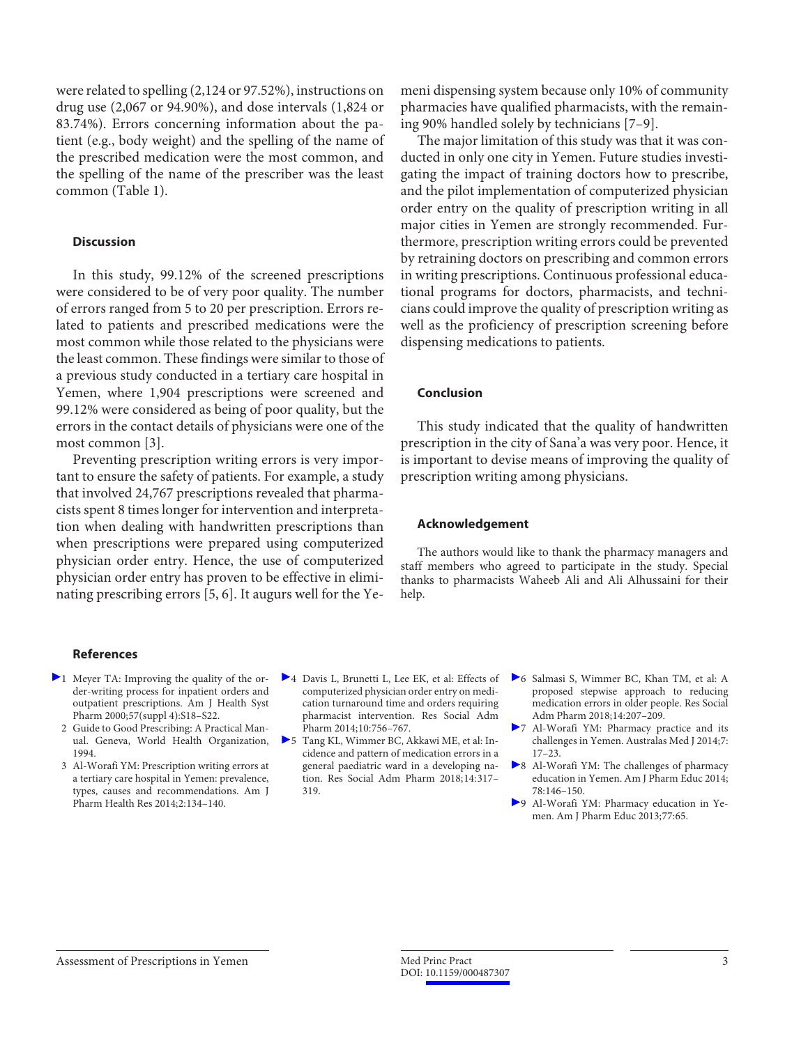were related to spelling (2,124 or 97.52%), instructions on drug use (2,067 or 94.90%), and dose intervals (1,824 or 83.74%). Errors concerning information about the patient (e.g., body weight) and the spelling of the name of the prescribed medication were the most common, and the spelling of the name of the prescriber was the least common (Table 1).

## Discussion

In this study, 99.12% of the screened prescriptions were considered to be of very poor quality. The number of errors ranged from 5 to 20 per prescription. Errors related to patients and prescribed medications were the most common while those related to the physicians were the least common. These findings were similar to those of a previous study conducted in a tertiary care hospital in Yemen, where 1,904 prescriptions were screened and 99.12% were considered as being of poor quality, but the errors in the contact details of physicians were one of the most common [3].

Preventing prescription writing errors is very important to ensure the safety of patients. For example, a study that involved 24,767 prescriptions revealed that pharmacists spent 8 times longer for intervention and interpretation when dealing with handwritten prescriptions than when prescriptions were prepared using computerized physician order entry. Hence, the use of computerized physician order entry has proven to be effective in eliminating prescribing errors [5, 6]. It augurs well for the Yemeni dispensing system because only 10% of community pharmacies have qualified pharmacists, with the remaining 90% handled solely by technicians [7–9].

The major limitation of this study was that it was conducted in only one city in Yemen. Future studies investigating the impact of training doctors how to prescribe, and the pilot implementation of computerized physician order entry on the quality of prescription writing in all major cities in Yemen are strongly recommended. Furthermore, prescription writing errors could be prevented by retraining doctors on prescribing and common errors in writing prescriptions. Continuous professional educational programs for doctors, pharmacists, and technicians could improve the quality of prescription writing as well as the proficiency of prescription screening before dispensing medications to patients.

## Conclusion

This study indicated that the quality of handwritten prescription in the city of Sana'a was very poor. Hence, it is important to devise means of improving the quality of prescription writing among physicians.

## Acknowledgement

The authors would like to thank the pharmacy managers and staff members who agreed to participate in the study. Special thanks to pharmacists Waheeb Ali and Ali Alhussaini for their help.

## References

1. Meyer TA: Improving the quality of the order-writing process for inpatient orders and outpatient prescriptions. Am J Health Syst Pharm 2000;57(suppl 4):S18–S22.
2. Guide to Good Prescribing: A Practical Manual. Geneva, World Health Organization, 1994.
3. Al-Worafi YM: Prescription writing errors at a tertiary care hospital in Yemen: prevalence, types, causes and recommendations. Am J Pharm Health Res 2014;2:134–140.
4. Davis L, Brunetti L, Lee EK, et al: Effects of computerized physician order entry on medication turnaround time and orders requiring pharmacist intervention. Res Social Adm Pharm 2014;10:756–767.
5. Tang KL, Wimmer BC, Akkawi ME, et al: Incidence and pattern of medication errors in a general paediatric ward in a developing nation. Res Social Adm Pharm 2018;14:317–319.
6. Salmasi S, Wimmer BC, Khan TM, et al: A proposed stepwise approach to reducing medication errors in older people. Res Social Adm Pharm 2018;14:207–209.
7. Al-Worafi YM: Pharmacy practice and its challenges in Yemen. Australas Med J 2014;7:17–23.
8. Al-Worafi YM: The challenges of pharmacy education in Yemen. Am J Pharm Educ 2014;78:146–150.
9. Al-Worafi YM: Pharmacy education in Yemen. Am J Pharm Educ 2013;77:65.